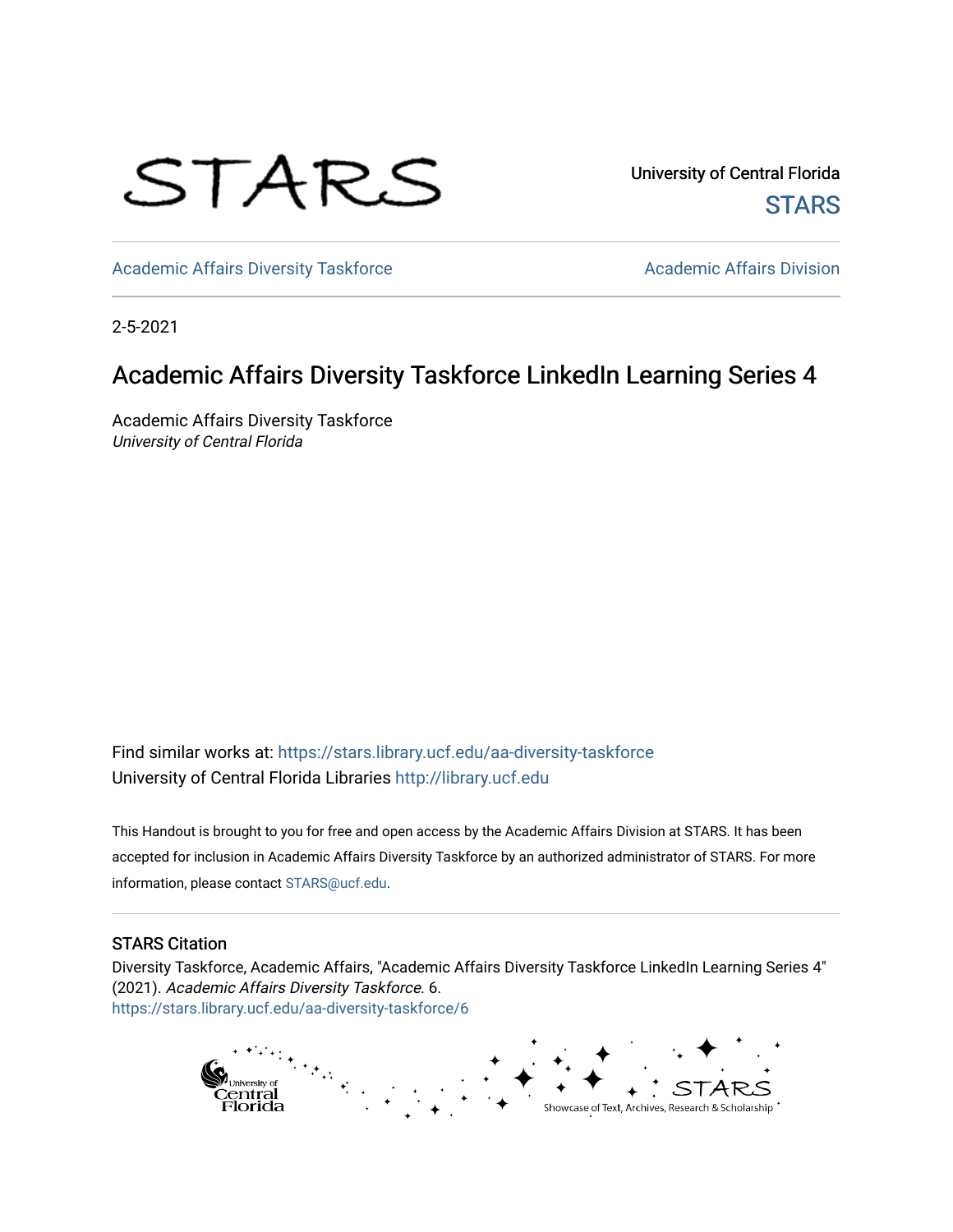University of Central Florida

STARS

Academic Affairs Diversity Taskforce

Academic Affairs Division

2-5-2021

# Academic Affairs Diversity Taskforce LinkedIn Learning Series 4

Academic Affairs Diversity Taskforce
*University of Central Florida*

Find similar works at: https://stars.library.ucf.edu/aa-diversity-taskforce
University of Central Florida Libraries http://library.ucf.edu

This Handout is brought to you for free and open access by the Academic Affairs Division at STARS. It has been accepted for inclusion in Academic Affairs Diversity Taskforce by an authorized administrator of STARS. For more information, please contact STARS@ucf.edu.

## STARS Citation

Diversity Taskforce, Academic Affairs, "Academic Affairs Diversity Taskforce LinkedIn Learning Series 4" (2021). *Academic Affairs Diversity Taskforce*. 6.
https://stars.library.ucf.edu/aa-diversity-taskforce/6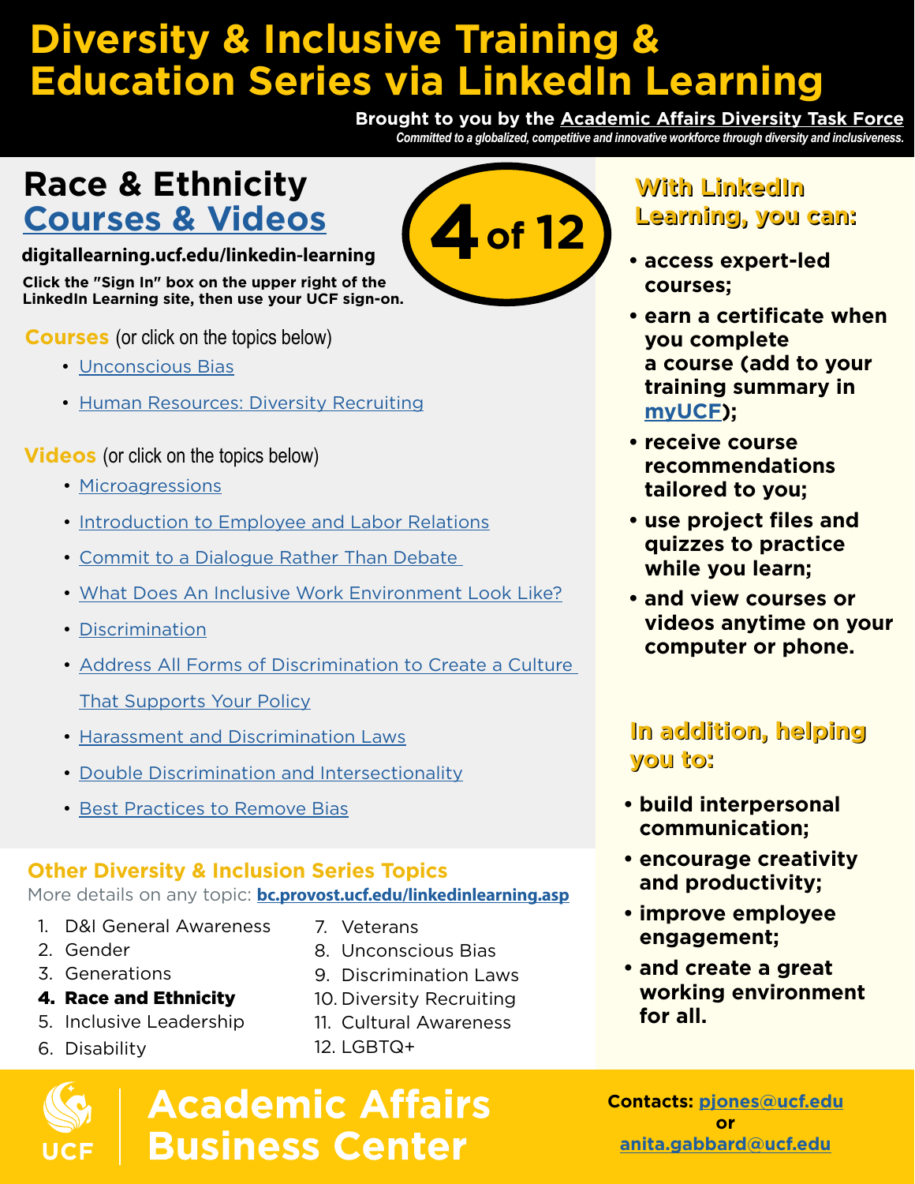# Diversity & Inclusive Training & Education Series via LinkedIn Learning

**Brought to you by the Academic Affairs Diversity Task Force**

*Committed to a globalized, competitive and innovative workforce through diversity and inclusiveness.*

## Race & Ethnicity Courses & Videos

**4 of 12**

**digitallearning.ucf.edu/linkedin-learning**

**Click the "Sign In" box on the upper right of the LinkedIn Learning site, then use your UCF sign-on.**

### Courses (or click on the topics below)

- Unconscious Bias
- Human Resources: Diversity Recruiting

### Videos (or click on the topics below)

- Microagressions
- Introduction to Employee and Labor Relations
- Commit to a Dialogue Rather Than Debate
- What Does An Inclusive Work Environment Look Like?
- Discrimination
- Address All Forms of Discrimination to Create a Culture That Supports Your Policy
- Harassment and Discrimination Laws
- Double Discrimination and Intersectionality
- Best Practices to Remove Bias

### Other Diversity & Inclusion Series Topics

More details on any topic: **bc.provost.ucf.edu/linkedinlearning.asp**

1. D&I General Awareness
2. Gender
3. Generations
4. **Race and Ethnicity**
5. Inclusive Leadership
6. Disability
7. Veterans
8. Unconscious Bias
9. Discrimination Laws
10. Diversity Recruiting
11. Cultural Awareness
12. LGBTQ+

### With LinkedIn Learning, you can:

- **access expert-led courses;**
- **earn a certificate when you complete a course (add to your training summary in myUCF);**
- **receive course recommendations tailored to you;**
- **use project files and quizzes to practice while you learn;**
- **and view courses or videos anytime on your computer or phone.**

### In addition, helping you to:

- **build interpersonal communication;**
- **encourage creativity and productivity;**
- **improve employee engagement;**
- **and create a great working environment for all.**

UCF | **Academic Affairs Business Center**

**Contacts: pjones@ucf.edu or anita.gabbard@ucf.edu**